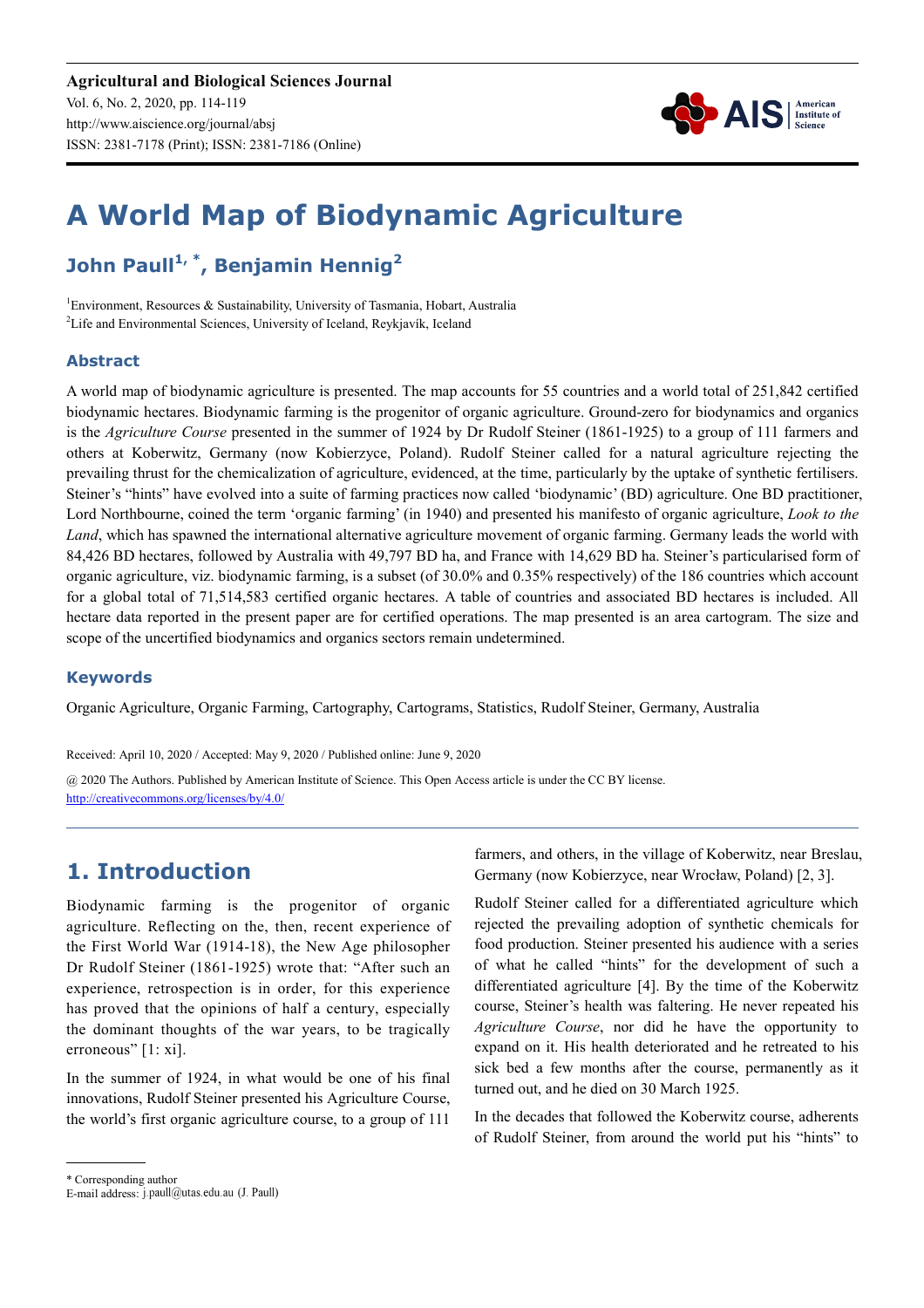# A World Map of Biodynamic Agriculture

**John Paull[1, *], Benjamin Hennig[2]**

[1]Environment, Resources & Sustainability, University of Tasmania, Hobart, Australia
[2]Life and Environmental Sciences, University of Iceland, Reykjavík, Iceland

## Abstract

A world map of biodynamic agriculture is presented. The map accounts for 55 countries and a world total of 251,842 certified biodynamic hectares. Biodynamic farming is the progenitor of organic agriculture. Ground-zero for biodynamics and organics is the *Agriculture Course* presented in the summer of 1924 by Dr Rudolf Steiner (1861-1925) to a group of 111 farmers and others at Koberwitz, Germany (now Kobierzyce, Poland). Rudolf Steiner called for a natural agriculture rejecting the prevailing thrust for the chemicalization of agriculture, evidenced, at the time, particularly by the uptake of synthetic fertilisers. Steiner's "hints" have evolved into a suite of farming practices now called 'biodynamic' (BD) agriculture. One BD practitioner, Lord Northbourne, coined the term 'organic farming' (in 1940) and presented his manifesto of organic agriculture, *Look to the Land*, which has spawned the international alternative agriculture movement of organic farming. Germany leads the world with 84,426 BD hectares, followed by Australia with 49,797 BD ha, and France with 14,629 BD ha. Steiner's particularised form of organic agriculture, viz. biodynamic farming, is a subset (of 30.0% and 0.35% respectively) of the 186 countries which account for a global total of 71,514,583 certified organic hectares. A table of countries and associated BD hectares is included. All hectare data reported in the present paper are for certified operations. The map presented is an area cartogram. The size and scope of the uncertified biodynamics and organics sectors remain undetermined.

### Keywords

Organic Agriculture, Organic Farming, Cartography, Cartograms, Statistics, Rudolf Steiner, Germany, Australia

Received: April 10, 2020 / Accepted: May 9, 2020 / Published online: June 9, 2020

@ 2020 The Authors. Published by American Institute of Science. This Open Access article is under the CC BY license. http://creativecommons.org/licenses/by/4.0/

## 1. Introduction

Biodynamic farming is the progenitor of organic agriculture. Reflecting on the, then, recent experience of the First World War (1914-18), the New Age philosopher Dr Rudolf Steiner (1861-1925) wrote that: "After such an experience, retrospection is in order, for this experience has proved that the opinions of half a century, especially the dominant thoughts of the war years, to be tragically erroneous" [1: xi].

In the summer of 1924, in what would be one of his final innovations, Rudolf Steiner presented his Agriculture Course, the world's first organic agriculture course, to a group of 111 farmers, and others, in the village of Koberwitz, near Breslau, Germany (now Kobierzyce, near Wrocław, Poland) [2, 3].

Rudolf Steiner called for a differentiated agriculture which rejected the prevailing adoption of synthetic chemicals for food production. Steiner presented his audience with a series of what he called "hints" for the development of such a differentiated agriculture [4]. By the time of the Koberwitz course, Steiner's health was faltering. He never repeated his *Agriculture Course*, nor did he have the opportunity to expand on it. His health deteriorated and he retreated to his sick bed a few months after the course, permanently as it turned out, and he died on 30 March 1925.

In the decades that followed the Koberwitz course, adherents of Rudolf Steiner, from around the world put his "hints" to

\* Corresponding author
E-mail address: j.paull@utas.edu.au (J. Paull)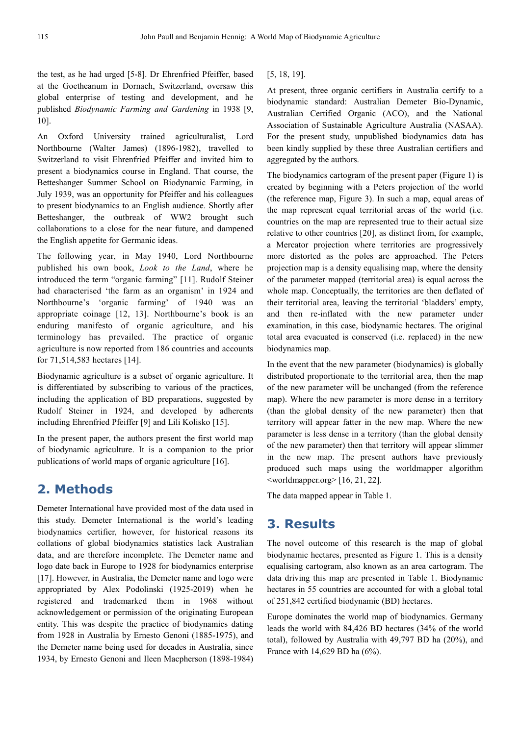the test, as he had urged [5-8]. Dr Ehrenfried Pfeiffer, based at the Goetheanum in Dornach, Switzerland, oversaw this global enterprise of testing and development, and he published *Biodynamic Farming and Gardening* in 1938 [9, 10].

An Oxford University trained agriculturalist, Lord Northbourne (Walter James) (1896-1982), travelled to Switzerland to visit Ehrenfried Pfeiffer and invited him to present a biodynamics course in England. That course, the Betteshanger Summer School on Biodynamic Farming, in July 1939, was an opportunity for Pfeiffer and his colleagues to present biodynamics to an English audience. Shortly after Betteshanger, the outbreak of WW2 brought such collaborations to a close for the near future, and dampened the English appetite for Germanic ideas.

The following year, in May 1940, Lord Northbourne published his own book, *Look to the Land*, where he introduced the term "organic farming" [11]. Rudolf Steiner had characterised 'the farm as an organism' in 1924 and Northbourne's 'organic farming' of 1940 was an appropriate coinage [12, 13]. Northbourne's book is an enduring manifesto of organic agriculture, and his terminology has prevailed. The practice of organic agriculture is now reported from 186 countries and accounts for 71,514,583 hectares [14].

Biodynamic agriculture is a subset of organic agriculture. It is differentiated by subscribing to various of the practices, including the application of BD preparations, suggested by Rudolf Steiner in 1924, and developed by adherents including Ehrenfried Pfeiffer [9] and Lili Kolisko [15].

In the present paper, the authors present the first world map of biodynamic agriculture. It is a companion to the prior publications of world maps of organic agriculture [16].

## 2. Methods

Demeter International have provided most of the data used in this study. Demeter International is the world's leading biodynamics certifier, however, for historical reasons its collations of global biodynamics statistics lack Australian data, and are therefore incomplete. The Demeter name and logo date back in Europe to 1928 for biodynamics enterprise [17]. However, in Australia, the Demeter name and logo were appropriated by Alex Podolinski (1925-2019) when he registered and trademarked them in 1968 without acknowledgement or permission of the originating European entity. This was despite the practice of biodynamics dating from 1928 in Australia by Ernesto Genoni (1885-1975), and the Demeter name being used for decades in Australia, since 1934, by Ernesto Genoni and Ileen Macpherson (1898-1984) [5, 18, 19].

At present, three organic certifiers in Australia certify to a biodynamic standard: Australian Demeter Bio-Dynamic, Australian Certified Organic (ACO), and the National Association of Sustainable Agriculture Australia (NASAA). For the present study, unpublished biodynamics data has been kindly supplied by these three Australian certifiers and aggregated by the authors.

The biodynamics cartogram of the present paper (Figure 1) is created by beginning with a Peters projection of the world (the reference map, Figure 3). In such a map, equal areas of the map represent equal territorial areas of the world (i.e. countries on the map are represented true to their actual size relative to other countries [20], as distinct from, for example, a Mercator projection where territories are progressively more distorted as the poles are approached. The Peters projection map is a density equalising map, where the density of the parameter mapped (territorial area) is equal across the whole map. Conceptually, the territories are then deflated of their territorial area, leaving the territorial 'bladders' empty, and then re-inflated with the new parameter under examination, in this case, biodynamic hectares. The original total area evacuated is conserved (i.e. replaced) in the new biodynamics map.

In the event that the new parameter (biodynamics) is globally distributed proportionate to the territorial area, then the map of the new parameter will be unchanged (from the reference map). Where the new parameter is more dense in a territory (than the global density of the new parameter) then that territory will appear fatter in the new map. Where the new parameter is less dense in a territory (than the global density of the new parameter) then that territory will appear slimmer in the new map. The present authors have previously produced such maps using the worldmapper algorithm <worldmapper.org> [16, 21, 22].

The data mapped appear in Table 1.

## 3. Results

The novel outcome of this research is the map of global biodynamic hectares, presented as Figure 1. This is a density equalising cartogram, also known as an area cartogram. The data driving this map are presented in Table 1. Biodynamic hectares in 55 countries are accounted for with a global total of 251,842 certified biodynamic (BD) hectares.

Europe dominates the world map of biodynamics. Germany leads the world with 84,426 BD hectares (34% of the world total), followed by Australia with 49,797 BD ha (20%), and France with 14,629 BD ha (6%).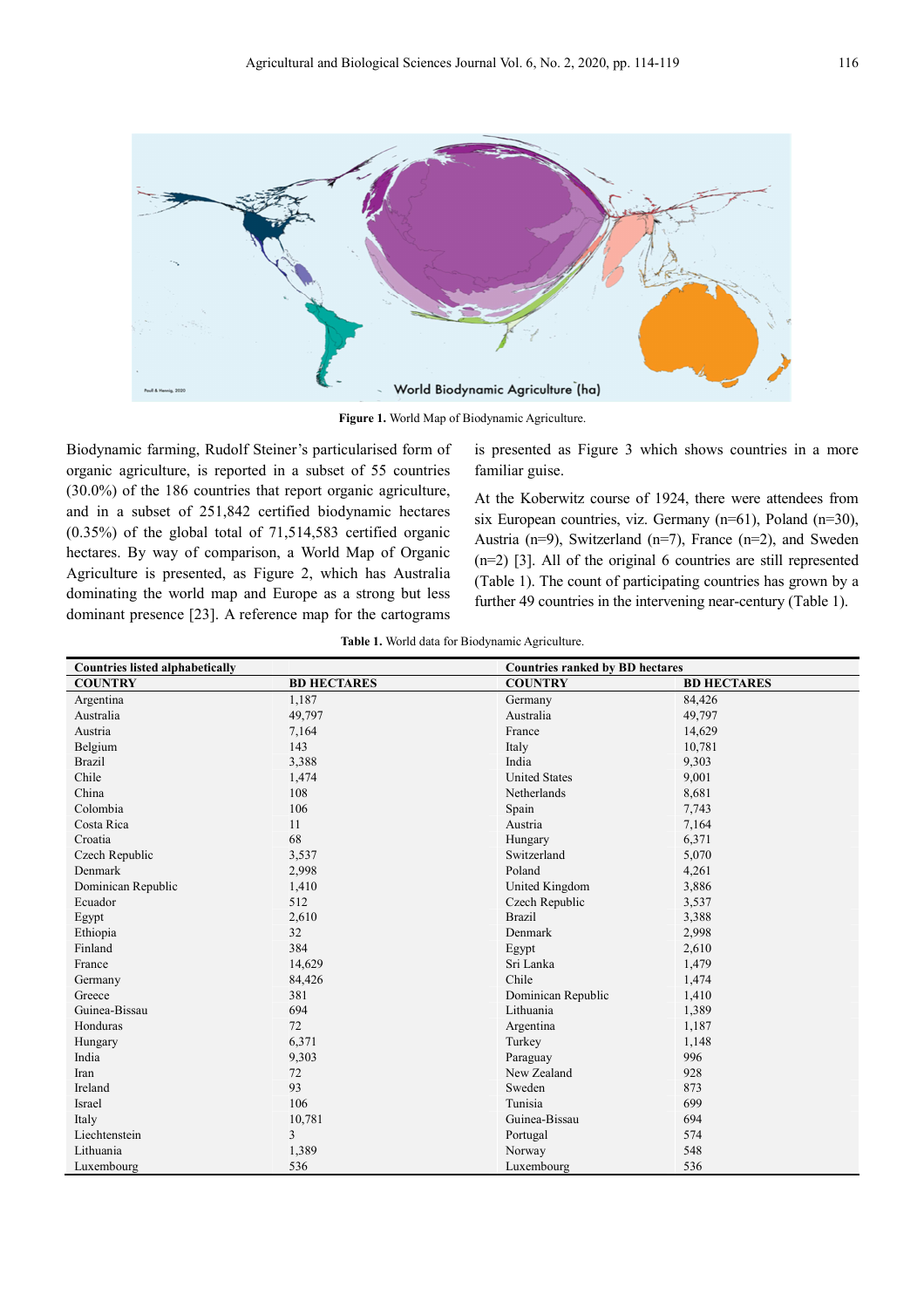Figure 1. World Map of Biodynamic Agriculture.

Biodynamic farming, Rudolf Steiner's particularised form of organic agriculture, is reported in a subset of 55 countries (30.0%) of the 186 countries that report organic agriculture, and in a subset of 251,842 certified biodynamic hectares (0.35%) of the global total of 71,514,583 certified organic hectares. By way of comparison, a World Map of Organic Agriculture is presented, as Figure 2, which has Australia dominating the world map and Europe as a strong but less dominant presence [23]. A reference map for the cartograms is presented as Figure 3 which shows countries in a more familiar guise.

At the Koberwitz course of 1924, there were attendees from six European countries, viz. Germany (n=61), Poland (n=30), Austria (n=9), Switzerland (n=7), France (n=2), and Sweden (n=2) [3]. All of the original 6 countries are still represented (Table 1). The count of participating countries has grown by a further 49 countries in the intervening near-century (Table 1).

Table 1. World data for Biodynamic Agriculture.

| Countries listed alphabetically | | Countries ranked by BD hectares | |
|---|---|---|---|
| **COUNTRY** | **BD HECTARES** | **COUNTRY** | **BD HECTARES** |
| Argentina | 1,187 | Germany | 84,426 |
| Australia | 49,797 | Australia | 49,797 |
| Austria | 7,164 | France | 14,629 |
| Belgium | 143 | Italy | 10,781 |
| Brazil | 3,388 | India | 9,303 |
| Chile | 1,474 | United States | 9,001 |
| China | 108 | Netherlands | 8,681 |
| Colombia | 106 | Spain | 7,743 |
| Costa Rica | 11 | Austria | 7,164 |
| Croatia | 68 | Hungary | 6,371 |
| Czech Republic | 3,537 | Switzerland | 5,070 |
| Denmark | 2,998 | Poland | 4,261 |
| Dominican Republic | 1,410 | United Kingdom | 3,886 |
| Ecuador | 512 | Czech Republic | 3,537 |
| Egypt | 2,610 | Brazil | 3,388 |
| Ethiopia | 32 | Denmark | 2,998 |
| Finland | 384 | Egypt | 2,610 |
| France | 14,629 | Sri Lanka | 1,479 |
| Germany | 84,426 | Chile | 1,474 |
| Greece | 381 | Dominican Republic | 1,410 |
| Guinea-Bissau | 694 | Lithuania | 1,389 |
| Honduras | 72 | Argentina | 1,187 |
| Hungary | 6,371 | Turkey | 1,148 |
| India | 9,303 | Paraguay | 996 |
| Iran | 72 | New Zealand | 928 |
| Ireland | 93 | Sweden | 873 |
| Israel | 106 | Tunisia | 699 |
| Italy | 10,781 | Guinea-Bissau | 694 |
| Liechtenstein | 3 | Portugal | 574 |
| Lithuania | 1,389 | Norway | 548 |
| Luxembourg | 536 | Luxembourg | 536 |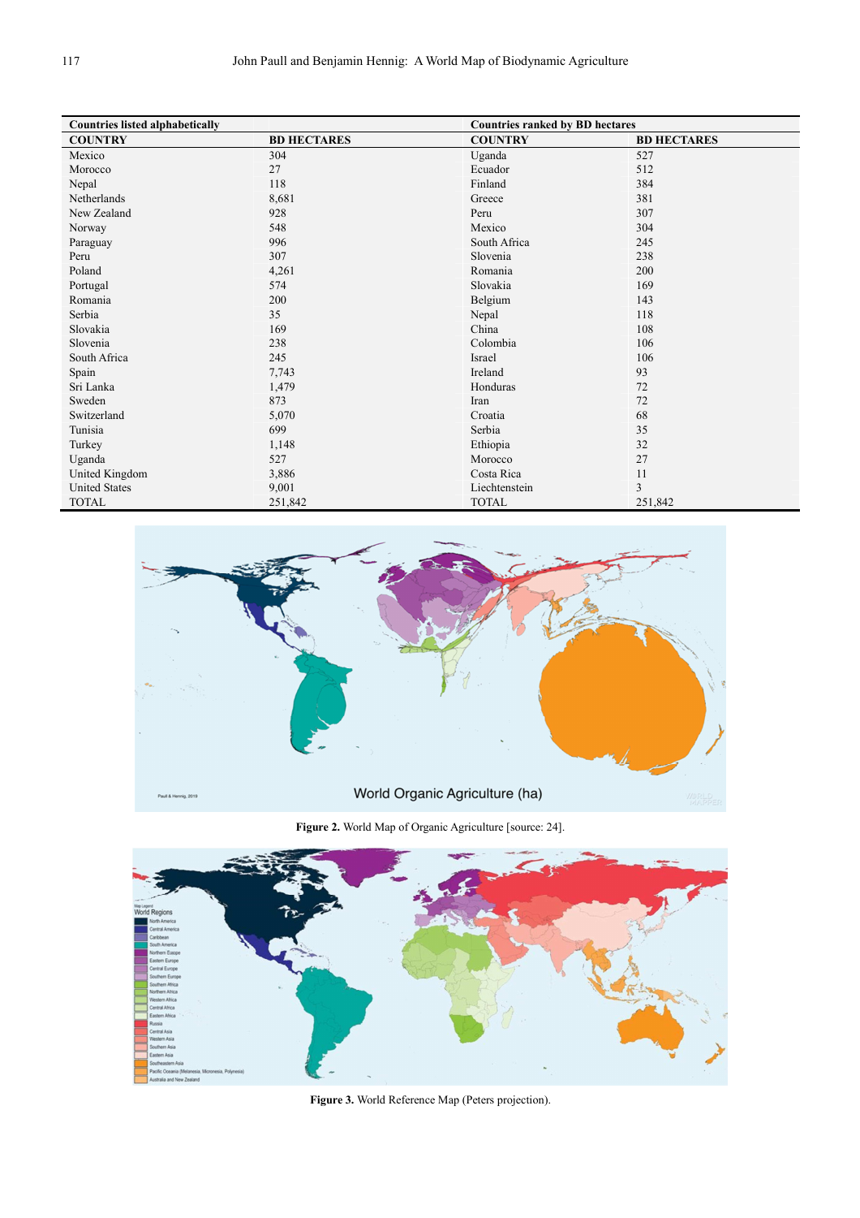| Countries listed alphabetically | | Countries ranked by BD hectares | |
|---|---|---|---|
| **COUNTRY** | **BD HECTARES** | **COUNTRY** | **BD HECTARES** |
| Mexico | 304 | Uganda | 527 |
| Morocco | 27 | Ecuador | 512 |
| Nepal | 118 | Finland | 384 |
| Netherlands | 8,681 | Greece | 381 |
| New Zealand | 928 | Peru | 307 |
| Norway | 548 | Mexico | 304 |
| Paraguay | 996 | South Africa | 245 |
| Peru | 307 | Slovenia | 238 |
| Poland | 4,261 | Romania | 200 |
| Portugal | 574 | Slovakia | 169 |
| Romania | 200 | Belgium | 143 |
| Serbia | 35 | Nepal | 118 |
| Slovakia | 169 | China | 108 |
| Slovenia | 238 | Colombia | 106 |
| South Africa | 245 | Israel | 106 |
| Spain | 7,743 | Ireland | 93 |
| Sri Lanka | 1,479 | Honduras | 72 |
| Sweden | 873 | Iran | 72 |
| Switzerland | 5,070 | Croatia | 68 |
| Tunisia | 699 | Serbia | 35 |
| Turkey | 1,148 | Ethiopia | 32 |
| Uganda | 527 | Morocco | 27 |
| United Kingdom | 3,886 | Costa Rica | 11 |
| United States | 9,001 | Liechtenstein | 3 |
| TOTAL | 251,842 | TOTAL | 251,842 |

**Figure 2.** World Map of Organic Agriculture [source: 24].

**Figure 3.** World Reference Map (Peters projection).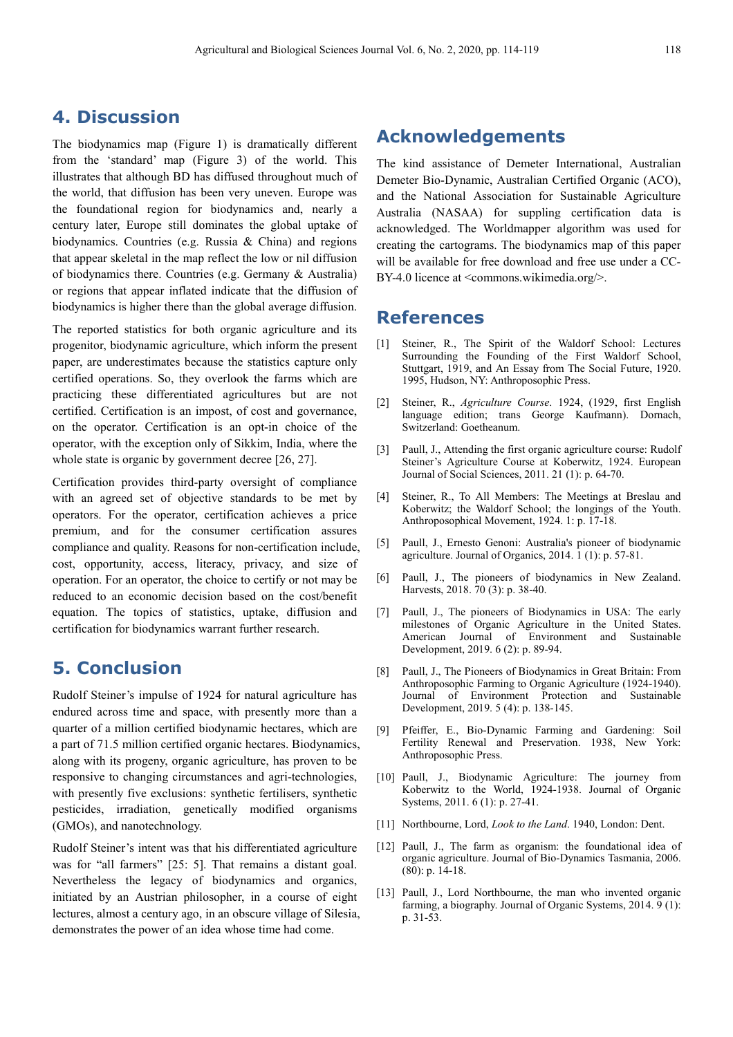## 4. Discussion

The biodynamics map (Figure 1) is dramatically different from the 'standard' map (Figure 3) of the world. This illustrates that although BD has diffused throughout much of the world, that diffusion has been very uneven. Europe was the foundational region for biodynamics and, nearly a century later, Europe still dominates the global uptake of biodynamics. Countries (e.g. Russia & China) and regions that appear skeletal in the map reflect the low or nil diffusion of biodynamics there. Countries (e.g. Germany & Australia) or regions that appear inflated indicate that the diffusion of biodynamics is higher there than the global average diffusion.

The reported statistics for both organic agriculture and its progenitor, biodynamic agriculture, which inform the present paper, are underestimates because the statistics capture only certified operations. So, they overlook the farms which are practicing these differentiated agricultures but are not certified. Certification is an impost, of cost and governance, on the operator. Certification is an opt-in choice of the operator, with the exception only of Sikkim, India, where the whole state is organic by government decree [26, 27].

Certification provides third-party oversight of compliance with an agreed set of objective standards to be met by operators. For the operator, certification achieves a price premium, and for the consumer certification assures compliance and quality. Reasons for non-certification include, cost, opportunity, access, literacy, privacy, and size of operation. For an operator, the choice to certify or not may be reduced to an economic decision based on the cost/benefit equation. The topics of statistics, uptake, diffusion and certification for biodynamics warrant further research.

## 5. Conclusion

Rudolf Steiner's impulse of 1924 for natural agriculture has endured across time and space, with presently more than a quarter of a million certified biodynamic hectares, which are a part of 71.5 million certified organic hectares. Biodynamics, along with its progeny, organic agriculture, has proven to be responsive to changing circumstances and agri-technologies, with presently five exclusions: synthetic fertilisers, synthetic pesticides, irradiation, genetically modified organisms (GMOs), and nanotechnology.

Rudolf Steiner's intent was that his differentiated agriculture was for "all farmers" [25: 5]. That remains a distant goal. Nevertheless the legacy of biodynamics and organics, initiated by an Austrian philosopher, in a course of eight lectures, almost a century ago, in an obscure village of Silesia, demonstrates the power of an idea whose time had come.

## Acknowledgements

The kind assistance of Demeter International, Australian Demeter Bio-Dynamic, Australian Certified Organic (ACO), and the National Association for Sustainable Agriculture Australia (NASAA) for suppling certification data is acknowledged. The Worldmapper algorithm was used for creating the cartograms. The biodynamics map of this paper will be available for free download and free use under a CC-BY-4.0 licence at <commons.wikimedia.org/>.

## References

[1] Steiner, R., The Spirit of the Waldorf School: Lectures Surrounding the Founding of the First Waldorf School, Stuttgart, 1919, and An Essay from The Social Future, 1920. 1995, Hudson, NY: Anthroposophic Press.

[2] Steiner, R., *Agriculture Course*. 1924, (1929, first English language edition; trans George Kaufmann). Dornach, Switzerland: Goetheanum.

[3] Paull, J., Attending the first organic agriculture course: Rudolf Steiner's Agriculture Course at Koberwitz, 1924. European Journal of Social Sciences, 2011. 21 (1): p. 64-70.

[4] Steiner, R., To All Members: The Meetings at Breslau and Koberwitz; the Waldorf School; the longings of the Youth. Anthroposophical Movement, 1924. 1: p. 17-18.

[5] Paull, J., Ernesto Genoni: Australia's pioneer of biodynamic agriculture. Journal of Organics, 2014. 1 (1): p. 57-81.

[6] Paull, J., The pioneers of biodynamics in New Zealand. Harvests, 2018. 70 (3): p. 38-40.

[7] Paull, J., The pioneers of Biodynamics in USA: The early milestones of Organic Agriculture in the United States. American Journal of Environment and Sustainable Development, 2019. 6 (2): p. 89-94.

[8] Paull, J., The Pioneers of Biodynamics in Great Britain: From Anthroposophic Farming to Organic Agriculture (1924-1940). Journal of Environment Protection and Sustainable Development, 2019. 5 (4): p. 138-145.

[9] Pfeiffer, E., Bio-Dynamic Farming and Gardening: Soil Fertility Renewal and Preservation. 1938, New York: Anthroposophic Press.

[10] Paull, J., Biodynamic Agriculture: The journey from Koberwitz to the World, 1924-1938. Journal of Organic Systems, 2011. 6 (1): p. 27-41.

[11] Northbourne, Lord, *Look to the Land*. 1940, London: Dent.

[12] Paull, J., The farm as organism: the foundational idea of organic agriculture. Journal of Bio-Dynamics Tasmania, 2006. (80): p. 14-18.

[13] Paull, J., Lord Northbourne, the man who invented organic farming, a biography. Journal of Organic Systems, 2014. 9 (1): p. 31-53.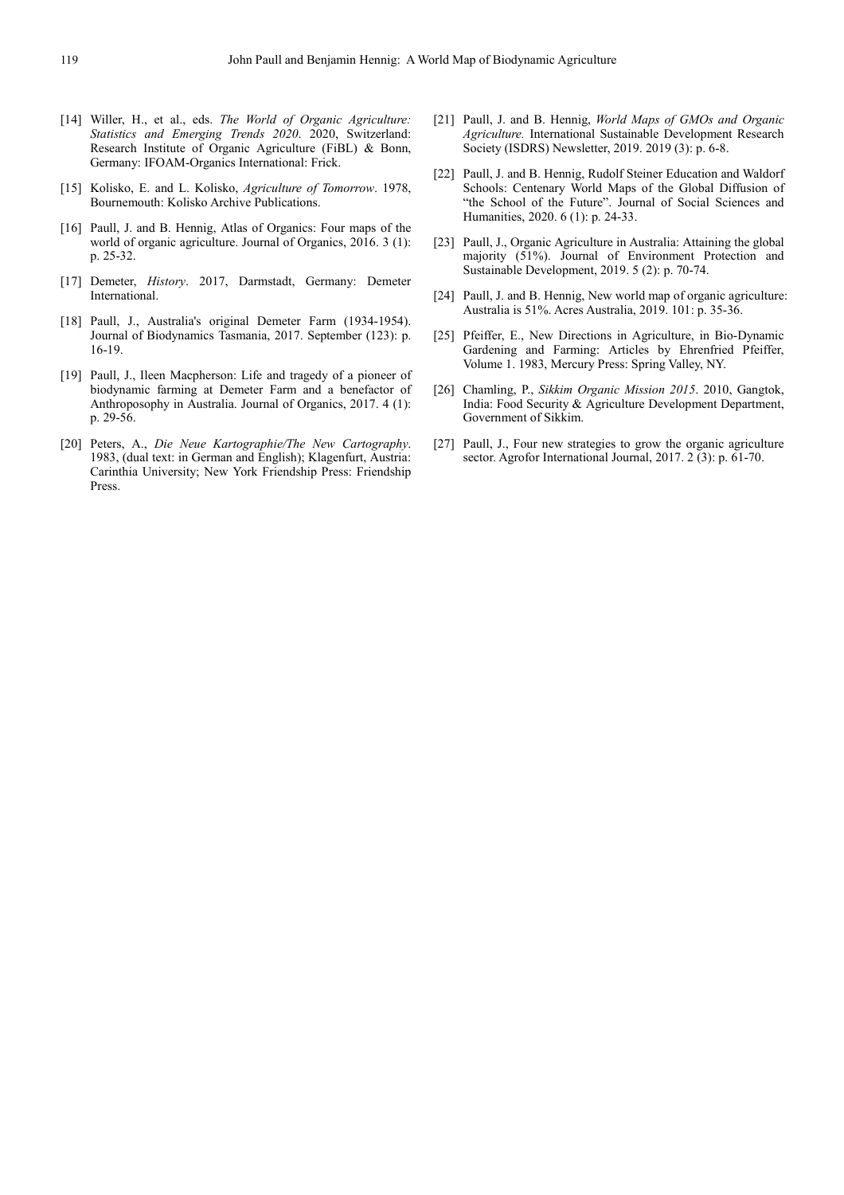[14] Willer, H., et al., eds. *The World of Organic Agriculture: Statistics and Emerging Trends 2020*. 2020, Switzerland: Research Institute of Organic Agriculture (FiBL) & Bonn, Germany: IFOAM-Organics International: Frick.

[15] Kolisko, E. and L. Kolisko, *Agriculture of Tomorrow*. 1978, Bournemouth: Kolisko Archive Publications.

[16] Paull, J. and B. Hennig, Atlas of Organics: Four maps of the world of organic agriculture. Journal of Organics, 2016. 3 (1): p. 25-32.

[17] Demeter, *History*. 2017, Darmstadt, Germany: Demeter International.

[18] Paull, J., Australia's original Demeter Farm (1934-1954). Journal of Biodynamics Tasmania, 2017. September (123): p. 16-19.

[19] Paull, J., Ileen Macpherson: Life and tragedy of a pioneer of biodynamic farming at Demeter Farm and a benefactor of Anthroposophy in Australia. Journal of Organics, 2017. 4 (1): p. 29-56.

[20] Peters, A., *Die Neue Kartographie/The New Cartography*. 1983, (dual text: in German and English); Klagenfurt, Austria: Carinthia University; New York Friendship Press: Friendship Press.

[21] Paull, J. and B. Hennig, *World Maps of GMOs and Organic Agriculture.* International Sustainable Development Research Society (ISDRS) Newsletter, 2019. 2019 (3): p. 6-8.

[22] Paull, J. and B. Hennig, Rudolf Steiner Education and Waldorf Schools: Centenary World Maps of the Global Diffusion of "the School of the Future". Journal of Social Sciences and Humanities, 2020. 6 (1): p. 24-33.

[23] Paull, J., Organic Agriculture in Australia: Attaining the global majority (51%). Journal of Environment Protection and Sustainable Development, 2019. 5 (2): p. 70-74.

[24] Paull, J. and B. Hennig, New world map of organic agriculture: Australia is 51%. Acres Australia, 2019. 101: p. 35-36.

[25] Pfeiffer, E., New Directions in Agriculture, in Bio-Dynamic Gardening and Farming: Articles by Ehrenfried Pfeiffer, Volume 1. 1983, Mercury Press: Spring Valley, NY.

[26] Chamling, P., *Sikkim Organic Mission 2015*. 2010, Gangtok, India: Food Security & Agriculture Development Department, Government of Sikkim.

[27] Paull, J., Four new strategies to grow the organic agriculture sector. Agrofor International Journal, 2017. 2 (3): p. 61-70.